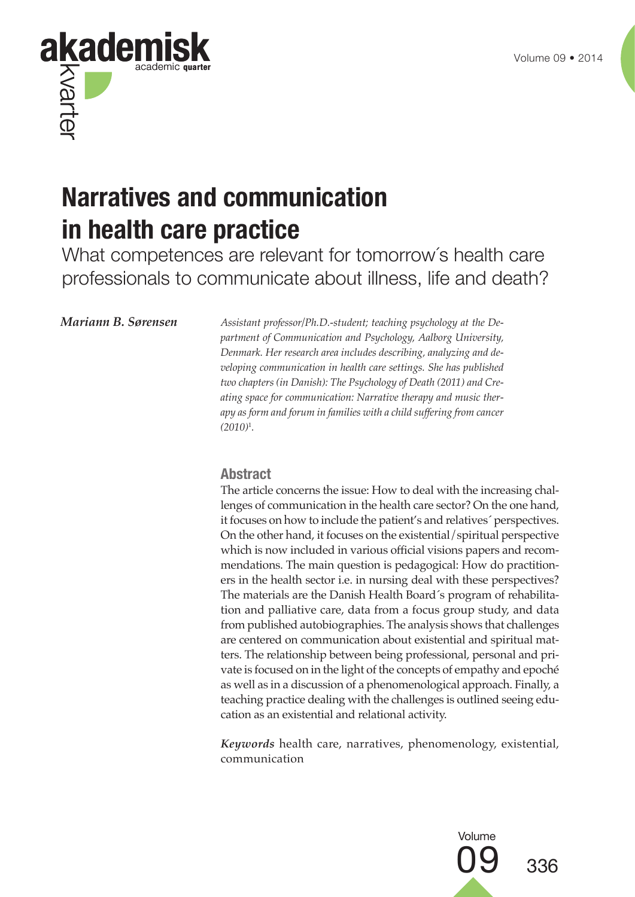# Narratives and communication in health care practice

## What competences are relevant for tomorrow´s health care professionals to communicate about illness, life and death?

***Mariann B. Sørensen***

*Assistant professor/Ph.D.-student; teaching psychology at the Department of Communication and Psychology, Aalborg University, Denmark. Her research area includes describing, analyzing and developing communication in health care settings. She has published two chapters (in Danish): The Psychology of Death (2011) and Creating space for communication: Narrative therapy and music therapy as form and forum in families with a child suffering from cancer (2010)*[1]*.*

### Abstract

The article concerns the issue: How to deal with the increasing challenges of communication in the health sector? On the one hand, it focuses on how to include the patient's and relatives´ perspectives. On the other hand, it focuses on the existential/spiritual perspective which is now included in various official visions papers and recommendations. The main question is pedagogical: How do practitioners in the health sector i.e. in nursing deal with these perspectives? The materials are the Danish Health Board´s program of rehabilitation and palliative care, data from a focus group study, and data from published autobiographies. The analysis shows that challenges are centered on communication about existential and spiritual matters. The relationship between being professional, personal and private is focused on in the light of the concepts of empathy and epoché as well as in a discussion of a phenomenological approach. Finally, a teaching practice dealing with the challenges is outlined seeing education as an existential and relational activity.

***Keywords*** health care, narratives, phenomenology, existential, communication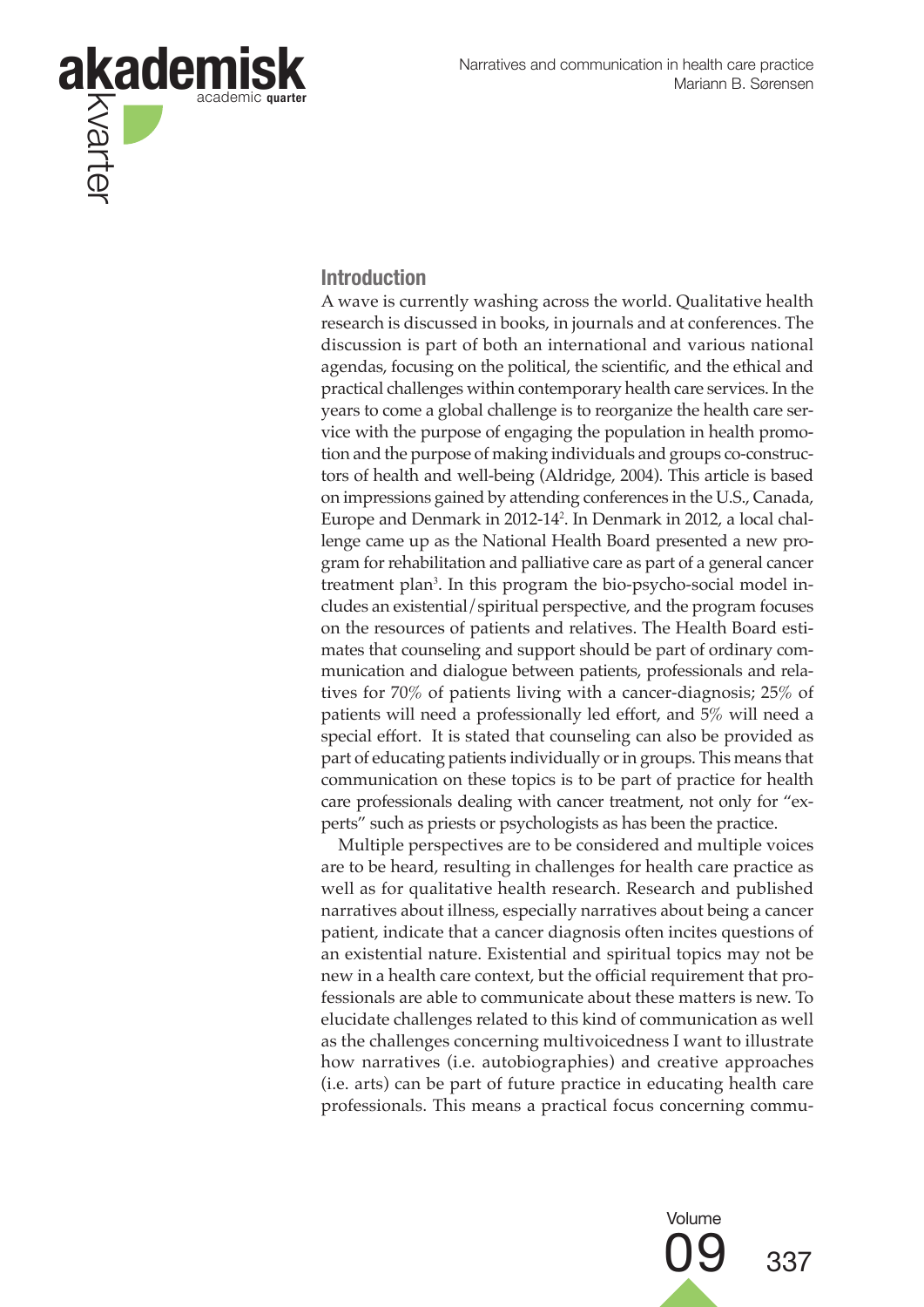## Introduction

A wave is currently washing across the world. Qualitative health research is discussed in books, in journals and at conferences. The discussion is part of both an international and various national agendas, focusing on the political, the scientific, and the ethical and practical challenges within contemporary health care services. In the years to come a global challenge is to reorganize the health care service with the purpose of engaging the population in health promotion and the purpose of making individuals and groups co-constructors of health and well-being (Aldridge, 2004). This article is based on impressions gained by attending conferences in the U.S., Canada, Europe and Denmark in 2012-14[2]. In Denmark in 2012, a local challenge came up as the National Health Board presented a new program for rehabilitation and palliative care as part of a general cancer treatment plan[3]. In this program the bio-psycho-social model includes an existential/spiritual perspective, and the program focuses on the resources of patients and relatives. The Health Board estimates that counseling and support should be part of ordinary communication and dialogue between patients, professionals and relatives for 70% of patients living with a cancer-diagnosis; 25% of patients will need a professionally led effort, and 5% will need a special effort. It is stated that counseling can also be provided as part of educating patients individually or in groups. This means that communication on these topics is to be part of practice for health care professionals dealing with cancer treatment, not only for "experts" such as priests or psychologists as has been the practice.

Multiple perspectives are to be considered and multiple voices are to be heard, resulting in challenges for health care practice as well as for qualitative health research. Research and published narratives about illness, especially narratives about being a cancer patient, indicate that a cancer diagnosis often incites questions of an existential nature. Existential and spiritual topics may not be new in a health care context, but the official requirement that professionals are able to communicate about these matters is new. To elucidate challenges related to this kind of communication as well as the challenges concerning multivoicedness I want to illustrate how narratives (i.e. autobiographies) and creative approaches (i.e. arts) can be part of future practice in educating health care professionals. This means a practical focus concerning commu-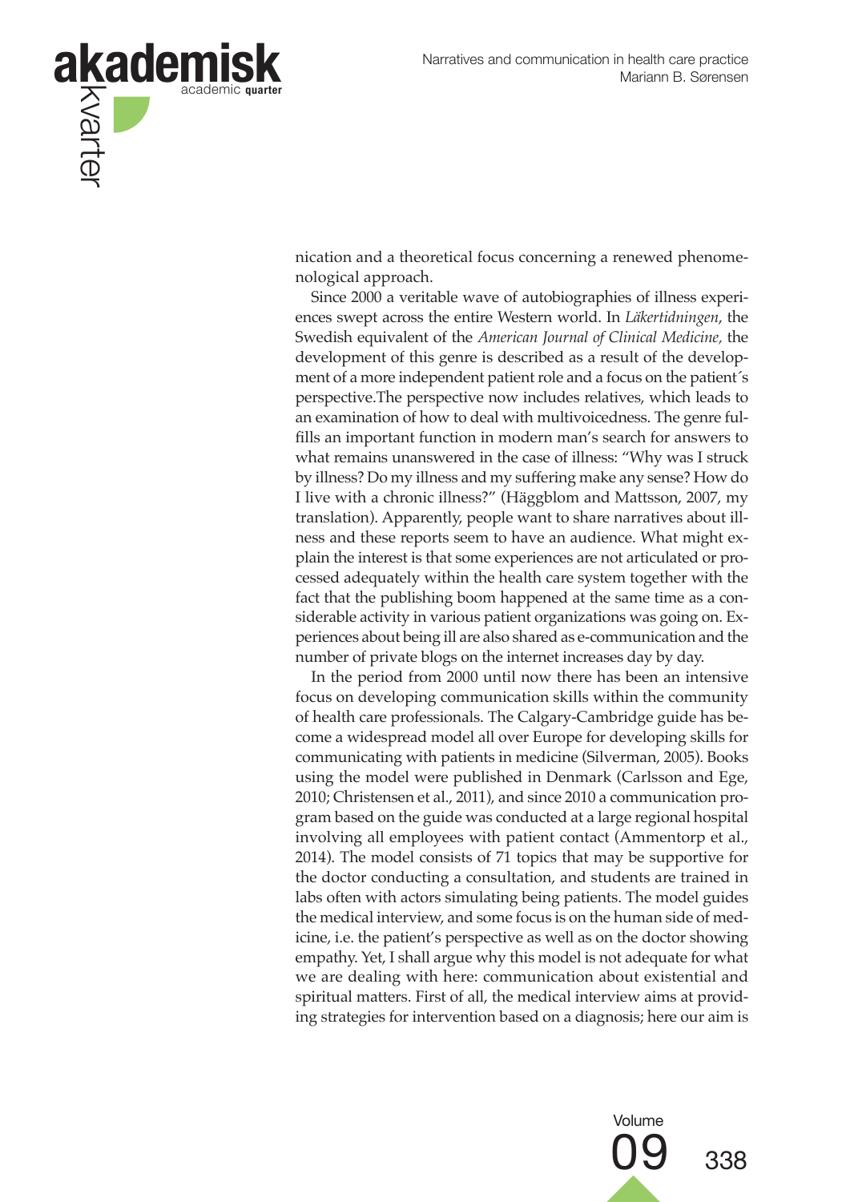nication and a theoretical focus concerning a renewed phenomenological approach.

Since 2000 a veritable wave of autobiographies of illness experiences swept across the entire Western world. In *Läkertidningen*, the Swedish equivalent of the *American Journal of Clinical Medicine,* the development of this genre is described as a result of the development of a more independent patient role and a focus on the patient´s perspective.The perspective now includes relatives, which leads to an examination of how to deal with multivoicedness. The genre fulfills an important function in modern man's search for answers to what remains unanswered in the case of illness: "Why was I struck by illness? Do my illness and my suffering make any sense? How do I live with a chronic illness?" (Häggblom and Mattsson, 2007, my translation). Apparently, people want to share narratives about illness and these reports seem to have an audience. What might explain the interest is that some experiences are not articulated or processed adequately within the health care system together with the fact that the publishing boom happened at the same time as a considerable activity in various patient organizations was going on. Experiences about being ill are also shared as e-communication and the number of private blogs on the internet increases day by day.

In the period from 2000 until now there has been an intensive focus on developing communication skills within the community of health care professionals. The Calgary-Cambridge guide has become a widespread model all over Europe for developing skills for communicating with patients in medicine (Silverman, 2005). Books using the model were published in Denmark (Carlsson and Ege, 2010; Christensen et al., 2011), and since 2010 a communication program based on the guide was conducted at a large regional hospital involving all employees with patient contact (Ammentorp et al., 2014). The model consists of 71 topics that may be supportive for the doctor conducting a consultation, and students are trained in labs often with actors simulating being patients. The model guides the medical interview, and some focus is on the human side of medicine, i.e. the patient's perspective as well as on the doctor showing empathy. Yet, I shall argue why this model is not adequate for what we are dealing with here: communication about existential and spiritual matters. First of all, the medical interview aims at providing strategies for intervention based on a diagnosis; here our aim is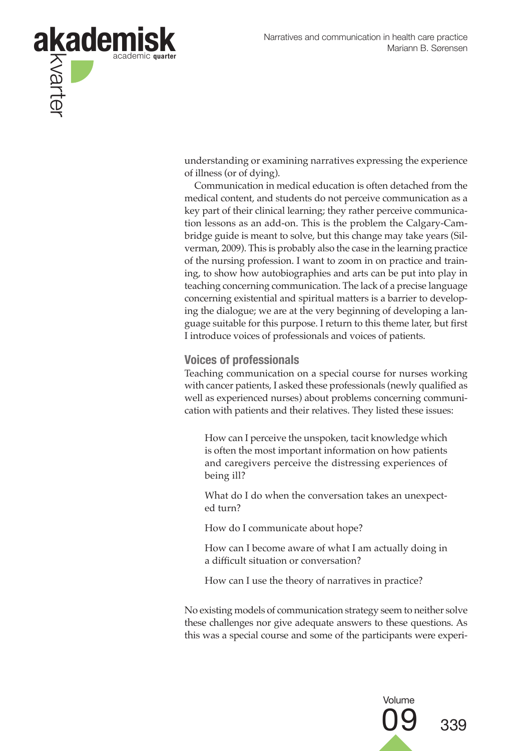understanding or examining narratives expressing the experience of illness (or of dying).

Communication in medical education is often detached from the medical content, and students do not perceive communication as a key part of their clinical learning; they rather perceive communication lessons as an add-on. This is the problem the Calgary-Cambridge guide is meant to solve, but this change may take years (Silverman, 2009). This is probably also the case in the learning practice of the nursing profession. I want to zoom in on practice and training, to show how autobiographies and arts can be put into play in teaching concerning communication. The lack of a precise language concerning existential and spiritual matters is a barrier to developing the dialogue; we are at the very beginning of developing a language suitable for this purpose. I return to this theme later, but first I introduce voices of professionals and voices of patients.

## Voices of professionals

Teaching communication on a special course for nurses working with cancer patients, I asked these professionals (newly qualified as well as experienced nurses) about problems concerning communication with patients and their relatives. They listed these issues:

> How can I perceive the unspoken, tacit knowledge which is often the most important information on how patients and caregivers perceive the distressing experiences of being ill?
>
> What do I do when the conversation takes an unexpected turn?
>
> How do I communicate about hope?
>
> How can I become aware of what I am actually doing in a difficult situation or conversation?
>
> How can I use the theory of narratives in practice?

No existing models of communication strategy seem to neither solve these challenges nor give adequate answers to these questions. As this was a special course and some of the participants were experi-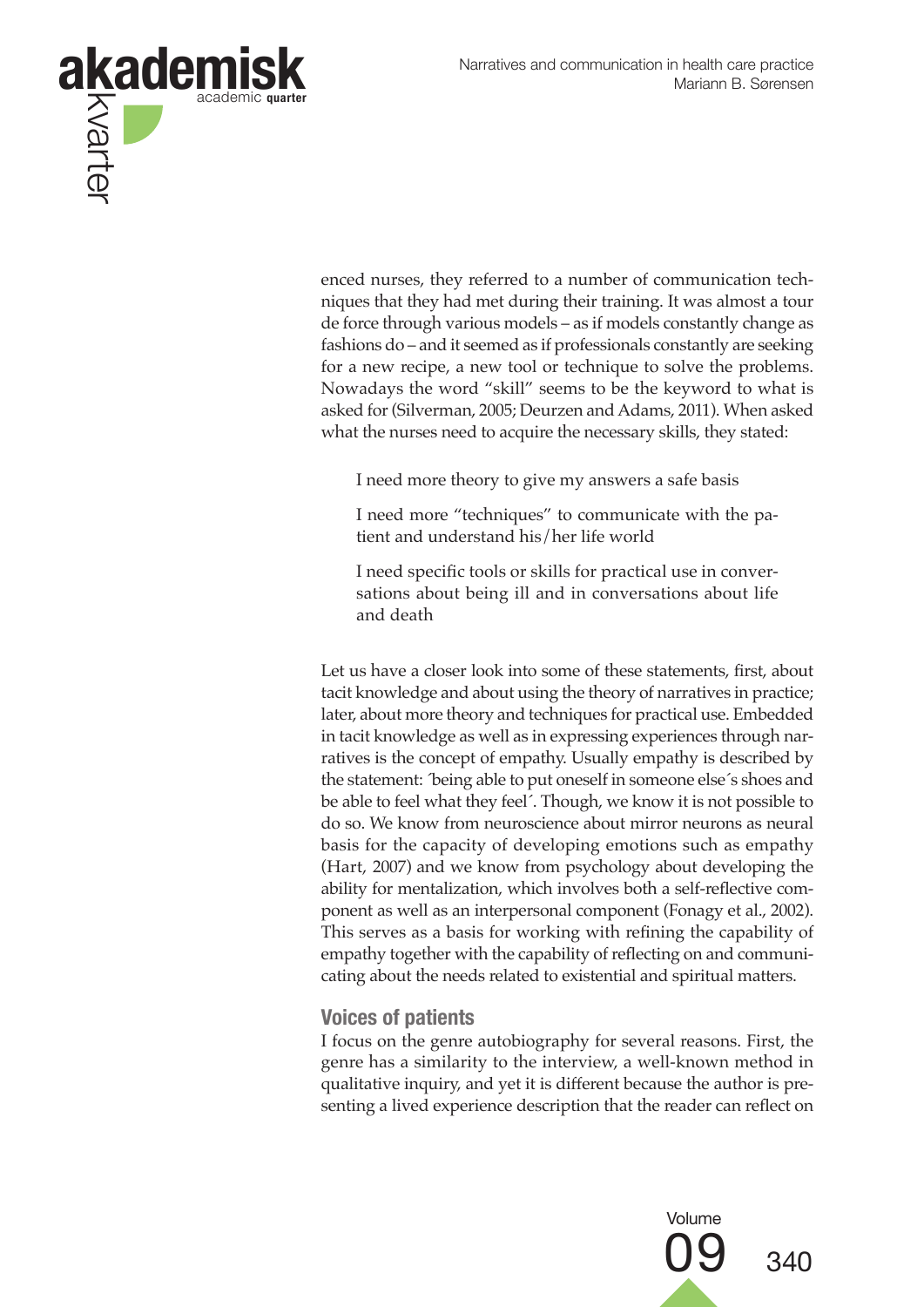enced nurses, they referred to a number of communication techniques that they had met during their training. It was almost a tour de force through various models – as if models constantly change as fashions do – and it seemed as if professionals constantly are seeking for a new recipe, a new tool or technique to solve the problems. Nowadays the word "skill" seems to be the keyword to what is asked for (Silverman, 2005; Deurzen and Adams, 2011). When asked what the nurses need to acquire the necessary skills, they stated:

> I need more theory to give my answers a safe basis
>
> I need more "techniques" to communicate with the patient and understand his/her life world
>
> I need specific tools or skills for practical use in conversations about being ill and in conversations about life and death

Let us have a closer look into some of these statements, first, about tacit knowledge and about using the theory of narratives in practice; later, about more theory and techniques for practical use. Embedded in tacit knowledge as well as in expressing experiences through narratives is the concept of empathy. Usually empathy is described by the statement: ´being able to put oneself in someone else´s shoes and be able to feel what they feel´. Though, we know it is not possible to do so. We know from neuroscience about mirror neurons as neural basis for the capacity of developing emotions such as empathy (Hart, 2007) and we know from psychology about developing the ability for mentalization, which involves both a self-reflective component as well as an interpersonal component (Fonagy et al., 2002). This serves as a basis for working with refining the capability of empathy together with the capability of reflecting on and communicating about the needs related to existential and spiritual matters.

## Voices of patients

I focus on the genre autobiography for several reasons. First, the genre has a similarity to the interview, a well-known method in qualitative inquiry, and yet it is different because the author is presenting a lived experience description that the reader can reflect on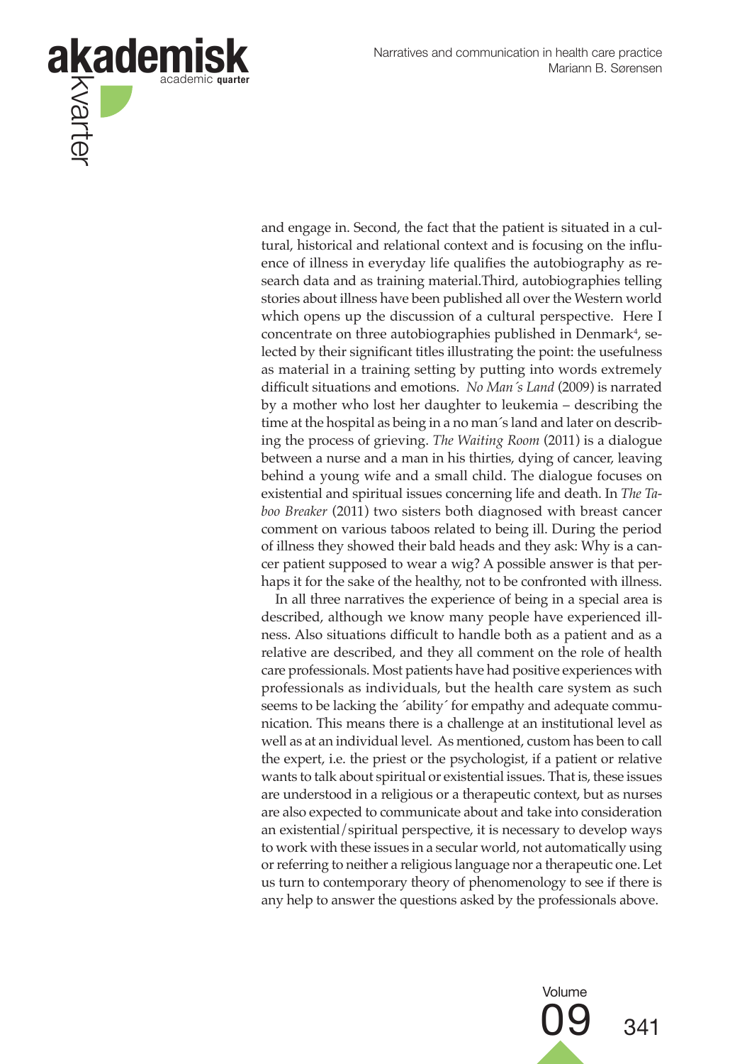and engage in. Second, the fact that the patient is situated in a cultural, historical and relational context and is focusing on the influence of illness in everyday life qualifies the autobiography as research data and as training material.Third, autobiographies telling stories about illness have been published all over the Western world which opens up the discussion of a cultural perspective. Here I concentrate on three autobiographies published in Denmark[4], selected by their significant titles illustrating the point: the usefulness as material in a training setting by putting into words extremely difficult situations and emotions. *No Man´s Land* (2009) is narrated by a mother who lost her daughter to leukemia – describing the time at the hospital as being in a no man´s land and later on describing the process of grieving. *The Waiting Room* (2011) is a dialogue between a nurse and a man in his thirties, dying of cancer, leaving behind a young wife and a small child. The dialogue focuses on existential and spiritual issues concerning life and death. In *The Taboo Breaker* (2011) two sisters both diagnosed with breast cancer comment on various taboos related to being ill. During the period of illness they showed their bald heads and they ask: Why is a cancer patient supposed to wear a wig? A possible answer is that perhaps it for the sake of the healthy, not to be confronted with illness.

In all three narratives the experience of being in a special area is described, although we know many people have experienced illness. Also situations difficult to handle both as a patient and as a relative are described, and they all comment on the role of health care professionals. Most patients have had positive experiences with professionals as individuals, but the health care system as such seems to be lacking the ´ability´ for empathy and adequate communication. This means there is a challenge at an institutional level as well as at an individual level. As mentioned, custom has been to call the expert, i.e. the priest or the psychologist, if a patient or relative wants to talk about spiritual or existential issues. That is, these issues are understood in a religious or a therapeutic context, but as nurses are also expected to communicate about and take into consideration an existential/spiritual perspective, it is necessary to develop ways to work with these issues in a secular world, not automatically using or referring to neither a religious language nor a therapeutic one. Let us turn to contemporary theory of phenomenology to see if there is any help to answer the questions asked by the professionals above.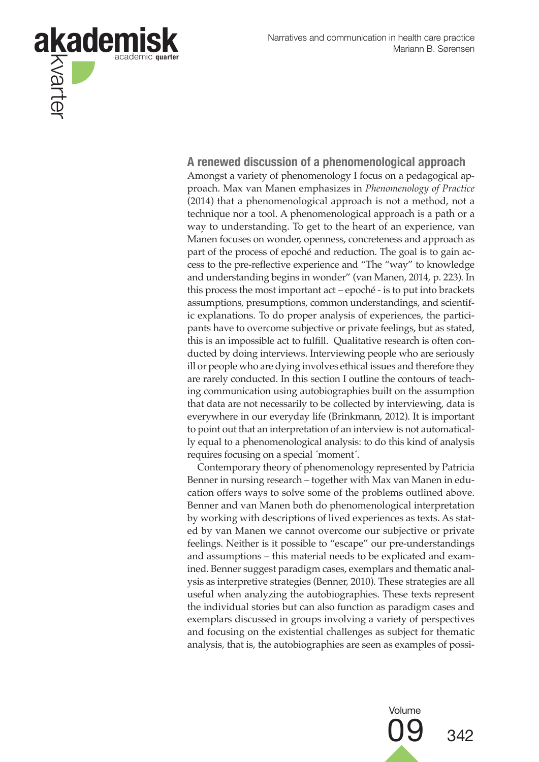## A renewed discussion of a phenomenological approach

Amongst a variety of phenomenology I focus on a pedagogical approach. Max van Manen emphasizes in *Phenomenology of Practice* (2014) that a phenomenological approach is not a method, not a technique nor a tool. A phenomenological approach is a path or a way to understanding. To get to the heart of an experience, van Manen focuses on wonder, openness, concreteness and approach as part of the process of epoché and reduction. The goal is to gain access to the pre-reflective experience and "The "way" to knowledge and understanding begins in wonder" (van Manen, 2014, p. 223). In this process the most important act – epoché - is to put into brackets assumptions, presumptions, common understandings, and scientific explanations. To do proper analysis of experiences, the participants have to overcome subjective or private feelings, but as stated, this is an impossible act to fulfill. Qualitative research is often conducted by doing interviews. Interviewing people who are seriously ill or people who are dying involves ethical issues and therefore they are rarely conducted. In this section I outline the contours of teaching communication using autobiographies built on the assumption that data are not necessarily to be collected by interviewing, data is everywhere in our everyday life (Brinkmann, 2012). It is important to point out that an interpretation of an interview is not automatically equal to a phenomenological analysis: to do this kind of analysis requires focusing on a special ´moment´.

Contemporary theory of phenomenology represented by Patricia Benner in nursing research – together with Max van Manen in education offers ways to solve some of the problems outlined above. Benner and van Manen both do phenomenological interpretation by working with descriptions of lived experiences as texts. As stated by van Manen we cannot overcome our subjective or private feelings. Neither is it possible to "escape" our pre-understandings and assumptions – this material needs to be explicated and examined. Benner suggest paradigm cases, exemplars and thematic analysis as interpretive strategies (Benner, 2010). These strategies are all useful when analyzing the autobiographies. These texts represent the individual stories but can also function as paradigm cases and exemplars discussed in groups involving a variety of perspectives and focusing on the existential challenges as subject for thematic analysis, that is, the autobiographies are seen as examples of possi-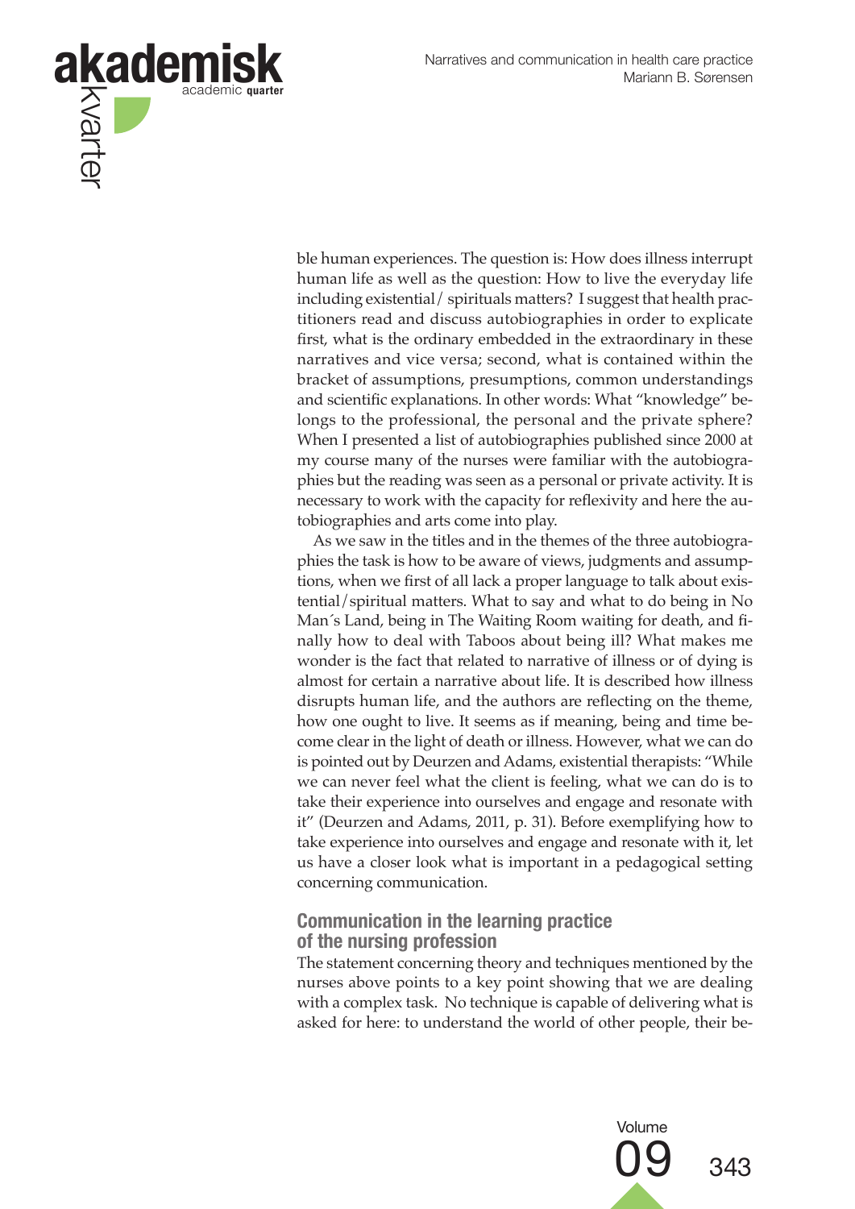ble human experiences. The question is: How does illness interrupt human life as well as the question: How to live the everyday life including existential/ spirituals matters? I suggest that health practitioners read and discuss autobiographies in order to explicate first, what is the ordinary embedded in the extraordinary in these narratives and vice versa; second, what is contained within the bracket of assumptions, presumptions, common understandings and scientific explanations. In other words: What "knowledge" belongs to the professional, the personal and the private sphere? When I presented a list of autobiographies published since 2000 at my course many of the nurses were familiar with the autobiographies but the reading was seen as a personal or private activity. It is necessary to work with the capacity for reflexivity and here the autobiographies and arts come into play.

As we saw in the titles and in the themes of the three autobiographies the task is how to be aware of views, judgments and assumptions, when we first of all lack a proper language to talk about existential/spiritual matters. What to say and what to do being in No Man´s Land, being in The Waiting Room waiting for death, and finally how to deal with Taboos about being ill? What makes me wonder is the fact that related to narrative of illness or of dying is almost for certain a narrative about life. It is described how illness disrupts human life, and the authors are reflecting on the theme, how one ought to live. It seems as if meaning, being and time become clear in the light of death or illness. However, what we can do is pointed out by Deurzen and Adams, existential therapists: "While we can never feel what the client is feeling, what we can do is to take their experience into ourselves and engage and resonate with it" (Deurzen and Adams, 2011, p. 31). Before exemplifying how to take experience into ourselves and engage and resonate with it, let us have a closer look what is important in a pedagogical setting concerning communication.

## Communication in the learning practice of the nursing profession

The statement concerning theory and techniques mentioned by the nurses above points to a key point showing that we are dealing with a complex task. No technique is capable of delivering what is asked for here: to understand the world of other people, their be-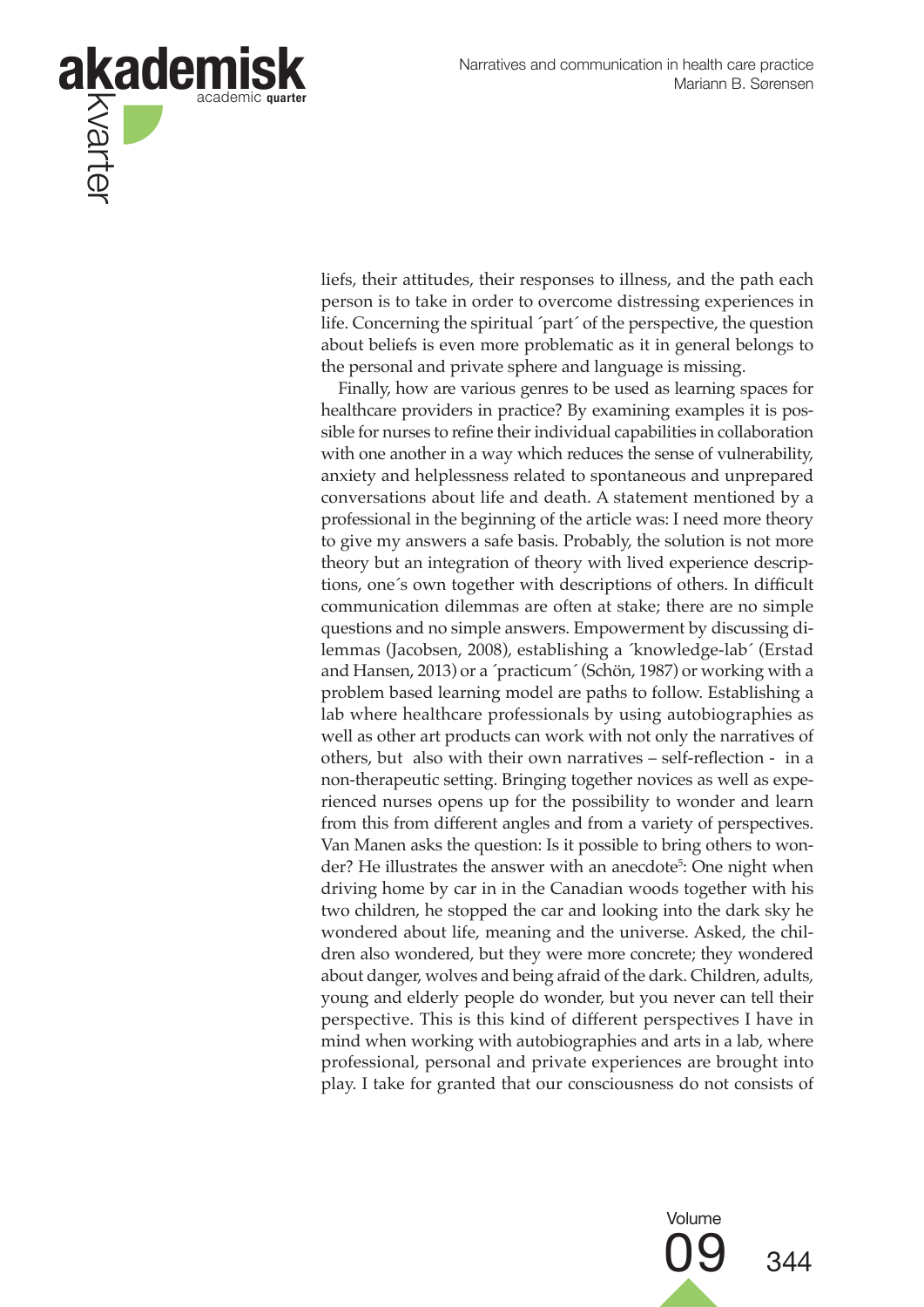liefs, their attitudes, their responses to illness, and the path each person is to take in order to overcome distressing experiences in life. Concerning the spiritual ´part´ of the perspective, the question about beliefs is even more problematic as it in general belongs to the personal and private sphere and language is missing.

Finally, how are various genres to be used as learning spaces for healthcare providers in practice? By examining examples it is possible for nurses to refine their individual capabilities in collaboration with one another in a way which reduces the sense of vulnerability, anxiety and helplessness related to spontaneous and unprepared conversations about life and death. A statement mentioned by a professional in the beginning of the article was: I need more theory to give my answers a safe basis. Probably, the solution is not more theory but an integration of theory with lived experience descriptions, one´s own together with descriptions of others. In difficult communication dilemmas are often at stake; there are no simple questions and no simple answers. Empowerment by discussing dilemmas (Jacobsen, 2008), establishing a ´knowledge-lab´ (Erstad and Hansen, 2013) or a ´practicum´ (Schön, 1987) or working with a problem based learning model are paths to follow. Establishing a lab where healthcare professionals by using autobiographies as well as other art products can work with not only the narratives of others, but also with their own narratives – self-reflection - in a non-therapeutic setting. Bringing together novices as well as experienced nurses opens up for the possibility to wonder and learn from this from different angles and from a variety of perspectives. Van Manen asks the question: Is it possible to bring others to wonder? He illustrates the answer with an anecdote[5]: One night when driving home by car in in the Canadian woods together with his two children, he stopped the car and looking into the dark sky he wondered about life, meaning and the universe. Asked, the children also wondered, but they were more concrete; they wondered about danger, wolves and being afraid of the dark. Children, adults, young and elderly people do wonder, but you never can tell their perspective. This is this kind of different perspectives I have in mind when working with autobiographies and arts in a lab, where professional, personal and private experiences are brought into play. I take for granted that our consciousness do not consists of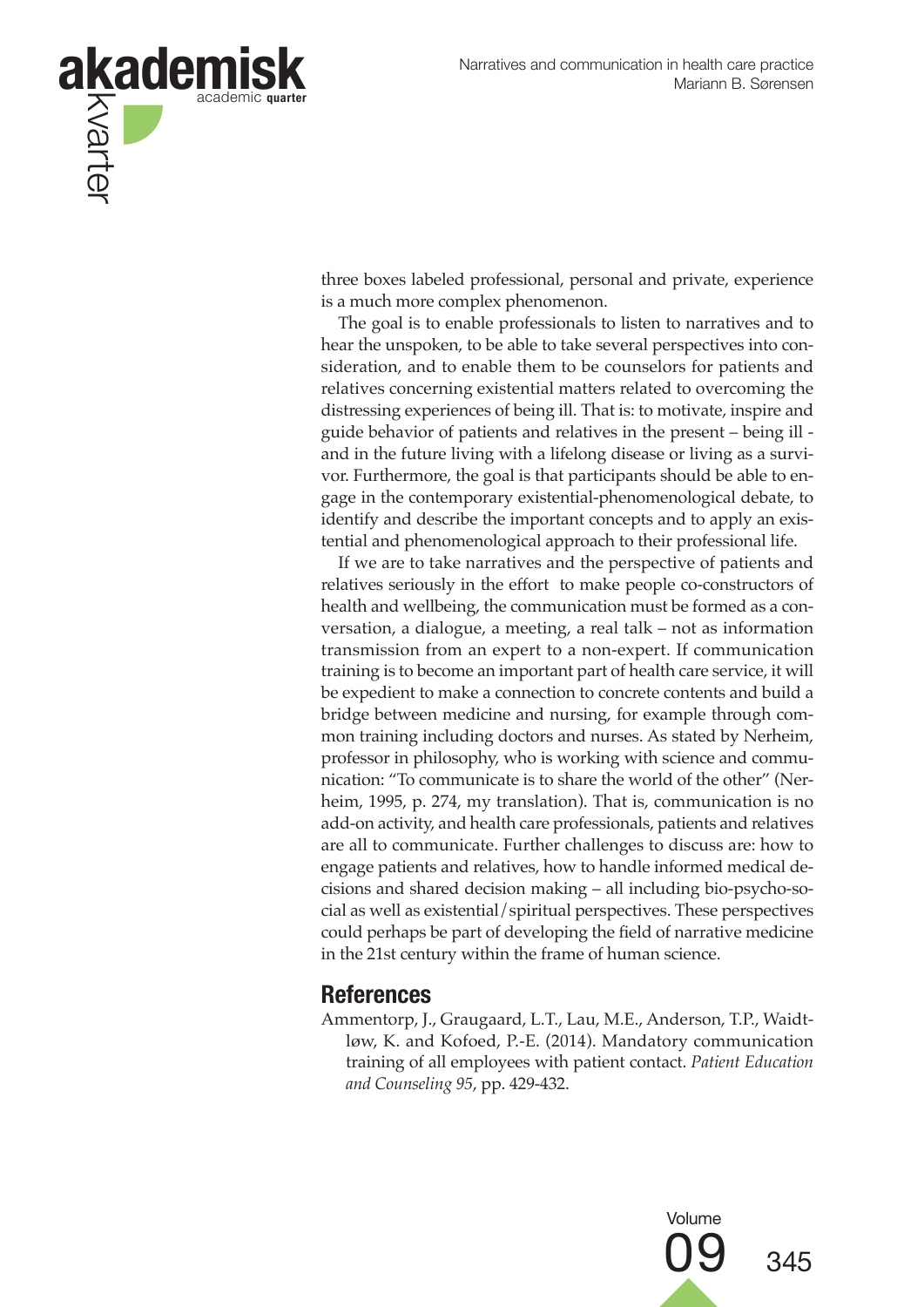three boxes labeled professional, personal and private, experience is a much more complex phenomenon.

The goal is to enable professionals to listen to narratives and to hear the unspoken, to be able to take several perspectives into consideration, and to enable them to be counselors for patients and relatives concerning existential matters related to overcoming the distressing experiences of being ill. That is: to motivate, inspire and guide behavior of patients and relatives in the present – being ill - and in the future living with a lifelong disease or living as a survivor. Furthermore, the goal is that participants should be able to engage in the contemporary existential-phenomenological debate, to identify and describe the important concepts and to apply an existential and phenomenological approach to their professional life.

If we are to take narratives and the perspective of patients and relatives seriously in the effort to make people co-constructors of health and wellbeing, the communication must be formed as a conversation, a dialogue, a meeting, a real talk – not as information transmission from an expert to a non-expert. If communication training is to become an important part of health care service, it will be expedient to make a connection to concrete contents and build a bridge between medicine and nursing, for example through common training including doctors and nurses. As stated by Nerheim, professor in philosophy, who is working with science and communication: "To communicate is to share the world of the other" (Nerheim, 1995, p. 274, my translation). That is, communication is no add-on activity, and health care professionals, patients and relatives are all to communicate. Further challenges to discuss are: how to engage patients and relatives, how to handle informed medical decisions and shared decision making – all including bio-psycho-social as well as existential/spiritual perspectives. These perspectives could perhaps be part of developing the field of narrative medicine in the 21st century within the frame of human science.

## References

Ammentorp, J., Graugaard, L.T., Lau, M.E., Anderson, T.P., Waidtløw, K. and Kofoed, P.-E. (2014). Mandatory communication training of all employees with patient contact. *Patient Education and Counseling 95*, pp. 429-432.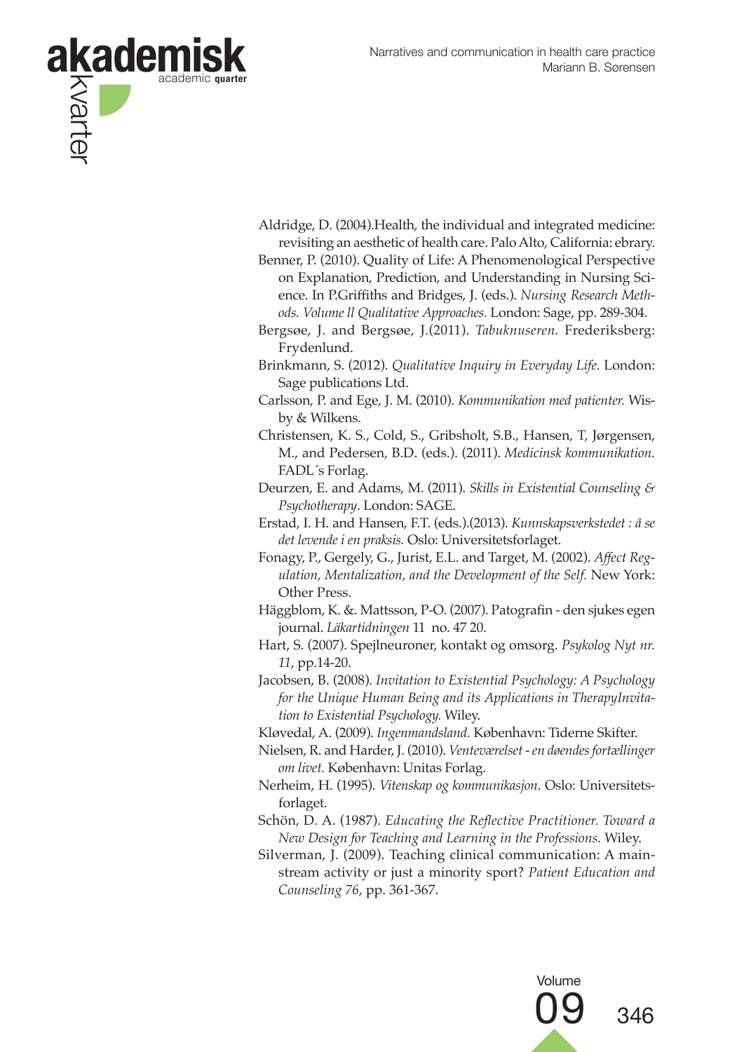Aldridge, D. (2004).Health, the individual and integrated medicine: revisiting an aesthetic of health care. Palo Alto, California: ebrary.

Benner, P. (2010). Quality of Life: A Phenomenological Perspective on Explanation, Prediction, and Understanding in Nursing Science. In P.Griffiths and Bridges, J. (eds.). *Nursing Research Methods. Volume ll Qualitative Approaches.* London: Sage, pp. 289-304.

Bergsøe, J. and Bergsøe, J.(2011). *Tabuknuseren.* Frederiksberg: Frydenlund.

Brinkmann, S. (2012). *Qualitative Inquiry in Everyday Life.* London: Sage publications Ltd.

Carlsson, P. and Ege, J. M. (2010). *Kommunikation med patienter.* Wisby & Wilkens.

Christensen, K. S., Cold, S., Gribsholt, S.B., Hansen, T, Jørgensen, M., and Pedersen, B.D. (eds.). (2011). *Medicinsk kommunikation.* FADL´s Forlag.

Deurzen, E. and Adams, M. (2011). *Skills in Existential Counseling & Psychotherapy*. London: SAGE.

Erstad, I. H. and Hansen, F.T. (eds.).(2013). *Kunnskapsverkstedet : å se det levende i en praksis.* Oslo: Universitetsforlaget.

Fonagy, P., Gergely, G., Jurist, E.L. and Target, M. (2002). *Affect Regulation, Mentalization, and the Development of the Self.* New York: Other Press.

Häggblom, K. &. Mattsson, P-O. (2007). Patografin - den sjukes egen journal. *Läkartidningen* 11 no. 47 20.

Hart, S. (2007). Spejlneuroner, kontakt og omsorg. *Psykolog Nyt nr. 11*, pp.14-20.

Jacobsen, B. (2008). *Invitation to Existential Psychology: A Psychology for the Unique Human Being and its Applications in TherapyInvitation to Existential Psychology.* Wiley.

Kløvedal, A. (2009). *Ingenmandsland.* København: Tiderne Skifter.

Nielsen, R. and Harder, J. (2010). *Venteværelset - en døendes fortællinger om livet.* København: Unitas Forlag.

Nerheim, H. (1995). *Vitenskap og kommunikasjon*. Oslo: Universitetsforlaget.

Schön, D. A. (1987). *Educating the Reflective Practitioner. Toward a New Design for Teaching and Learning in the Professions.* Wiley.

Silverman, J. (2009). Teaching clinical communication: A mainstream activity or just a minority sport? *Patient Education and Counseling 76*, pp. 361-367.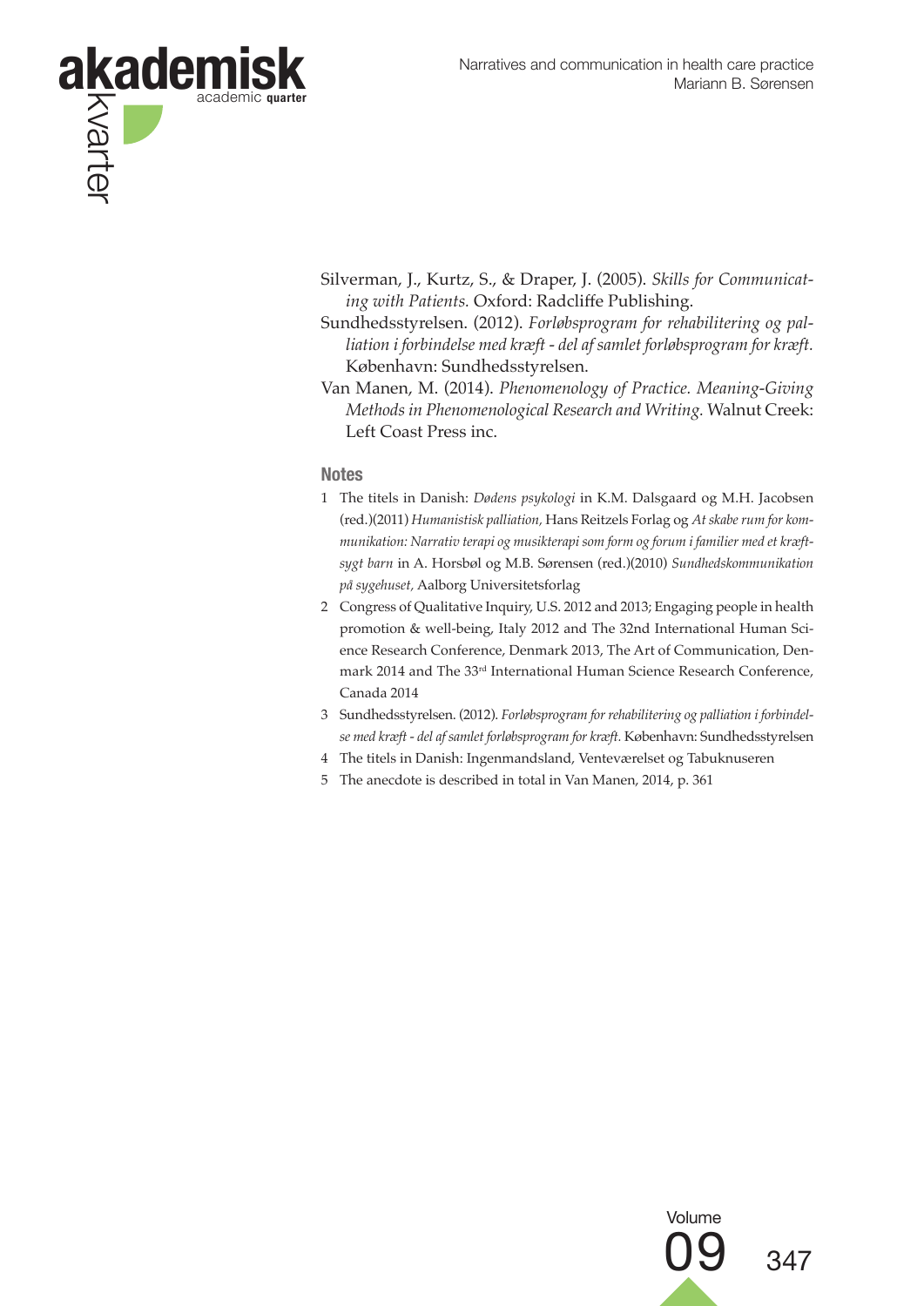Silverman, J., Kurtz, S., & Draper, J. (2005). *Skills for Communicating with Patients.* Oxford: Radcliffe Publishing.

Sundhedsstyrelsen. (2012). *Forløbsprogram for rehabilitering og palliation i forbindelse med kræft - del af samlet forløbsprogram for kræft.* København: Sundhedsstyrelsen.

Van Manen, M. (2014). *Phenomenology of Practice. Meaning-Giving Methods in Phenomenological Research and Writing.* Walnut Creek: Left Coast Press inc.

## Notes

1 The titels in Danish: *Dødens psykologi* in K.M. Dalsgaard og M.H. Jacobsen (red.)(2011) *Humanistisk palliation,* Hans Reitzels Forlag og *At skabe rum for kommunikation: Narrativ terapi og musikterapi som form og forum i familier med et kræftsygt barn* in A. Horsbøl og M.B. Sørensen (red.)(2010) *Sundhedskommunikation på sygehuset,* Aalborg Universitetsforlag

2 Congress of Qualitative Inquiry, U.S. 2012 and 2013; Engaging people in health promotion & well-being, Italy 2012 and The 32nd International Human Science Research Conference, Denmark 2013, The Art of Communication, Denmark 2014 and The 33rd International Human Science Research Conference, Canada 2014

3 Sundhedsstyrelsen. (2012). *Forløbsprogram for rehabilitering og palliation i forbindelse med kræft - del af samlet forløbsprogram for kræft.* København: Sundhedsstyrelsen

4 The titels in Danish: Ingenmandsland, Ventleværelset og Tabuknuseren

5 The anecdote is described in total in Van Manen, 2014, p. 361